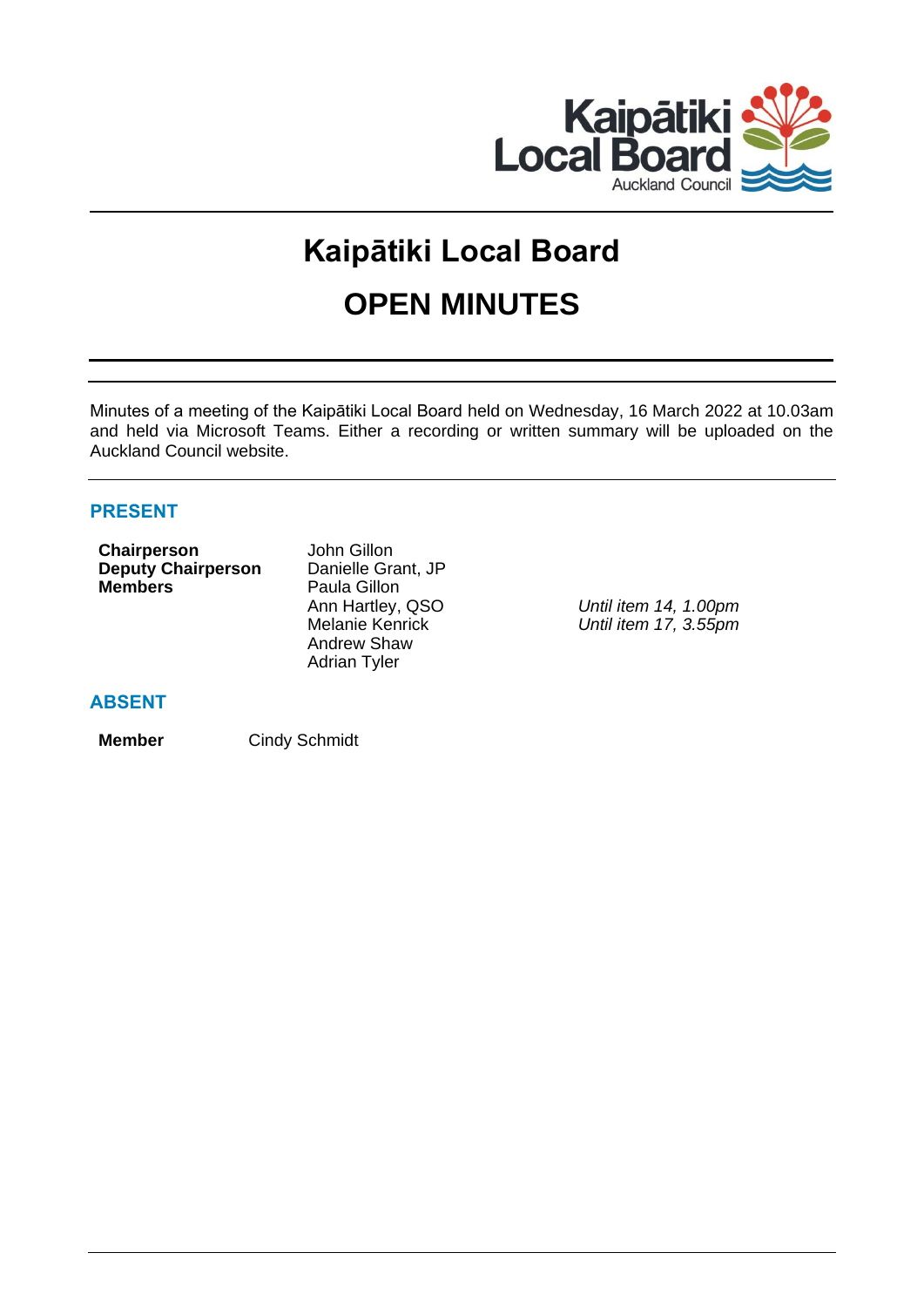# Kaipātiki Local Board

# OPEN MINUTES

Minutes of a meeting of the Kaipātiki Local Board held on Wednesday, 16 March 2022 at 10.03am and held via Microsoft Teams. Either a recording or written summary will be uploaded on the Auckland Council website.

## PRESENT

| | | |
|---|---|---|
| **Chairperson** | John Gillon | |
| **Deputy Chairperson** | Danielle Grant, JP | |
| **Members** | Paula Gillon | |
| | Ann Hartley, QSO | *Until item 14, 1.00pm* |
| | Melanie Kenrick | *Until item 17, 3.55pm* |
| | Andrew Shaw | |
| | Adrian Tyler | |

## ABSENT

| | |
|---|---|
| **Member** | Cindy Schmidt |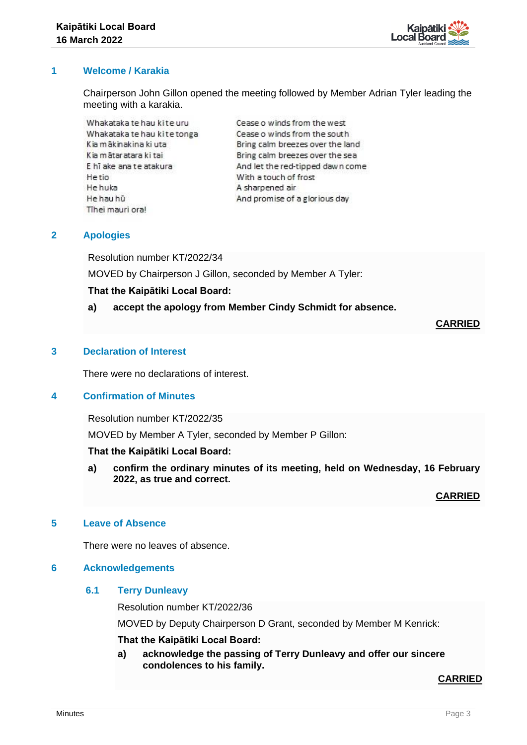## 1 Welcome / Karakia

Chairperson John Gillon opened the meeting followed by Member Adrian Tyler leading the meeting with a karakia.

| | |
|---|---|
| Whakataka te hau ki te uru | Cease o winds from the west |
| Whakataka te hau ki te tonga | Cease o winds from the south |
| Kia mākinakina ki uta | Bring calm breezes over the land |
| Kia mātaratara ki tai | Bring calm breezes over the sea |
| E hī ake ana te atakura | And let the red-tipped dawn come |
| He tio | With a touch of frost |
| He huka | A sharpened air |
| He hau hū | And promise of a glorious day |
| Tīhei mauri ora! | |

## 2 Apologies

Resolution number KT/2022/34

MOVED by Chairperson J Gillon, seconded by Member A Tyler:

**That the Kaipātiki Local Board:**

**a) accept the apology from Member Cindy Schmidt for absence.**

**CARRIED**

## 3 Declaration of Interest

There were no declarations of interest.

## 4 Confirmation of Minutes

Resolution number KT/2022/35

MOVED by Member A Tyler, seconded by Member P Gillon:

**That the Kaipātiki Local Board:**

**a) confirm the ordinary minutes of its meeting, held on Wednesday, 16 February 2022, as true and correct.**

**CARRIED**

## 5 Leave of Absence

There were no leaves of absence.

## 6 Acknowledgements

### 6.1 Terry Dunleavy

Resolution number KT/2022/36

MOVED by Deputy Chairperson D Grant, seconded by Member M Kenrick:

**That the Kaipātiki Local Board:**

**a) acknowledge the passing of Terry Dunleavy and offer our sincere condolences to his family.**

**CARRIED**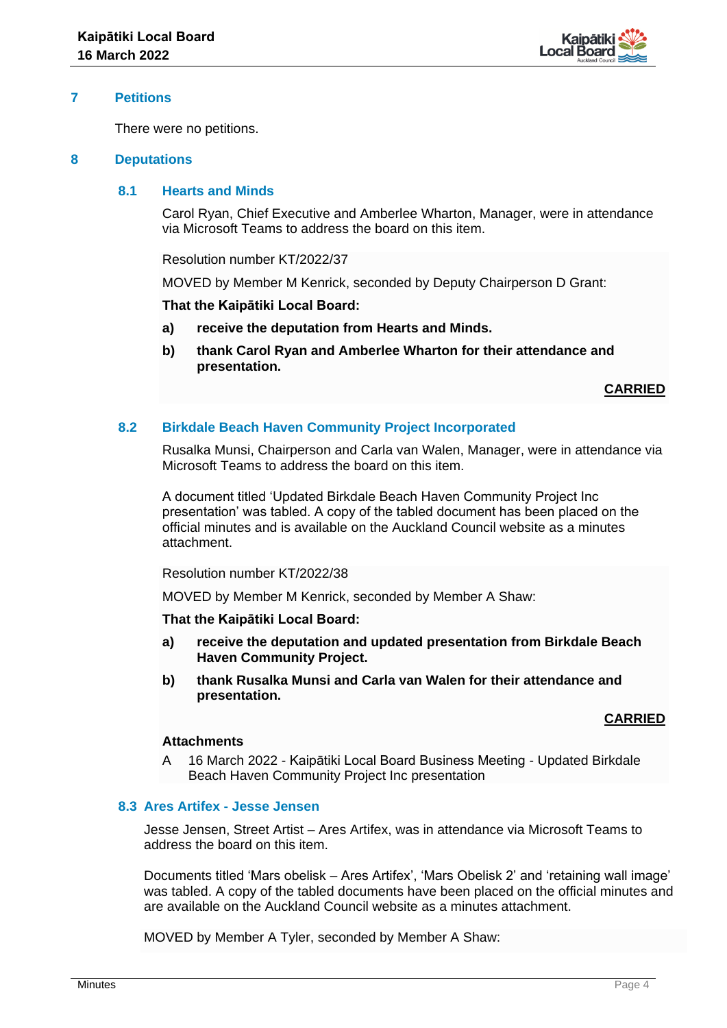## 7 Petitions

There were no petitions.

## 8 Deputations

### 8.1 Hearts and Minds

Carol Ryan, Chief Executive and Amberlee Wharton, Manager, were in attendance via Microsoft Teams to address the board on this item.

Resolution number KT/2022/37

MOVED by Member M Kenrick, seconded by Deputy Chairperson D Grant:

**That the Kaipātiki Local Board:**

**a) receive the deputation from Hearts and Minds.**

**b) thank Carol Ryan and Amberlee Wharton for their attendance and presentation.**

**CARRIED**

### 8.2 Birkdale Beach Haven Community Project Incorporated

Rusalka Munsi, Chairperson and Carla van Walen, Manager, were in attendance via Microsoft Teams to address the board on this item.

A document titled 'Updated Birkdale Beach Haven Community Project Inc presentation' was tabled. A copy of the tabled document has been placed on the official minutes and is available on the Auckland Council website as a minutes attachment.

Resolution number KT/2022/38

MOVED by Member M Kenrick, seconded by Member A Shaw:

**That the Kaipātiki Local Board:**

**a) receive the deputation and updated presentation from Birkdale Beach Haven Community Project.**

**b) thank Rusalka Munsi and Carla van Walen for their attendance and presentation.**

**CARRIED**

**Attachments**

A 16 March 2022 - Kaipātiki Local Board Business Meeting - Updated Birkdale Beach Haven Community Project Inc presentation

### 8.3 Ares Artifex - Jesse Jensen

Jesse Jensen, Street Artist – Ares Artifex, was in attendance via Microsoft Teams to address the board on this item.

Documents titled 'Mars obelisk – Ares Artifex', 'Mars Obelisk 2' and 'retaining wall image' was tabled. A copy of the tabled documents have been placed on the official minutes and are available on the Auckland Council website as a minutes attachment.

MOVED by Member A Tyler, seconded by Member A Shaw: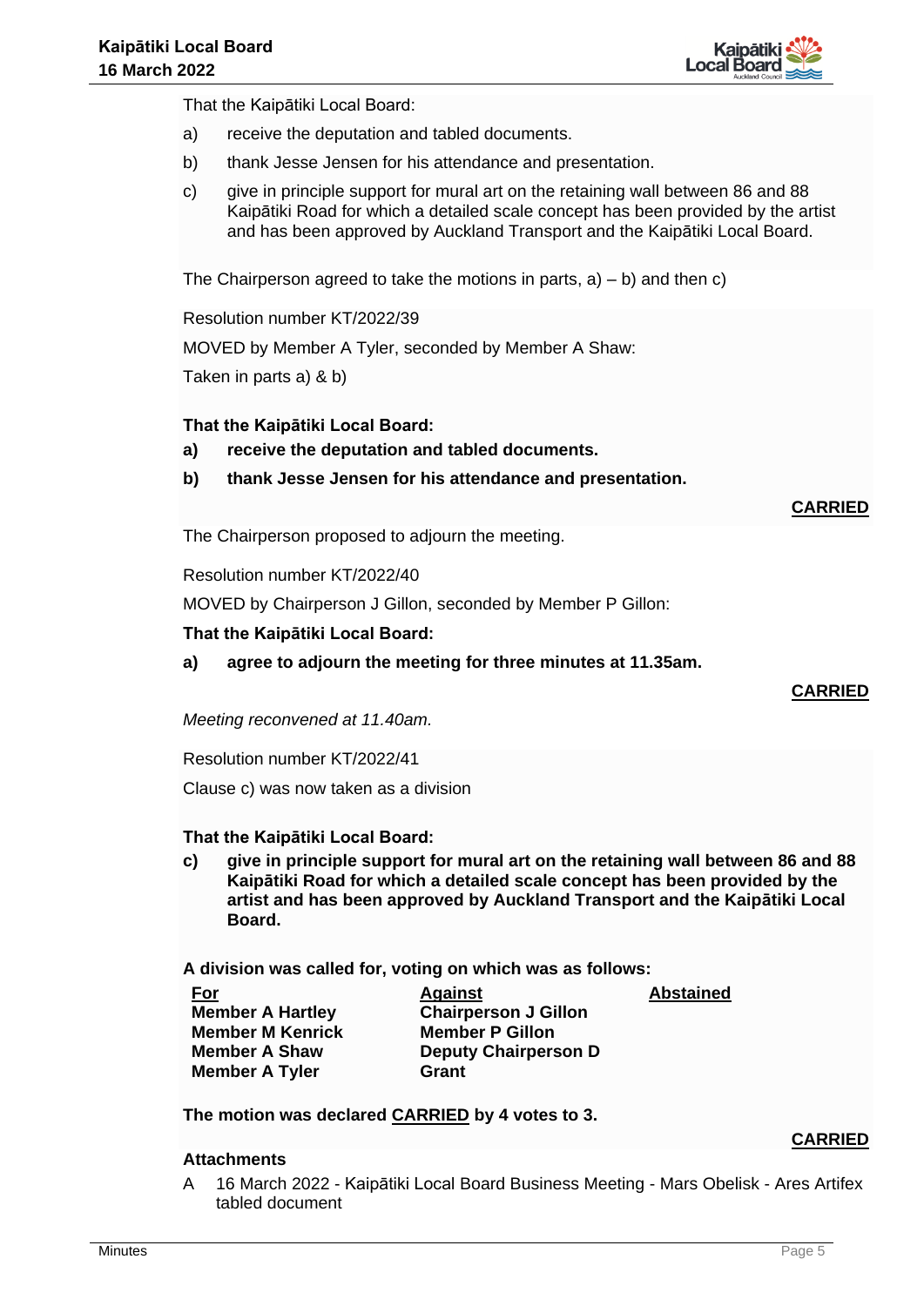That the Kaipātiki Local Board:

a) receive the deputation and tabled documents.

b) thank Jesse Jensen for his attendance and presentation.

c) give in principle support for mural art on the retaining wall between 86 and 88 Kaipātiki Road for which a detailed scale concept has been provided by the artist and has been approved by Auckland Transport and the Kaipātiki Local Board.

The Chairperson agreed to take the motions in parts, a) – b) and then c)

Resolution number KT/2022/39

MOVED by Member A Tyler, seconded by Member A Shaw:

Taken in parts a) & b)

**That the Kaipātiki Local Board:**

**a) receive the deputation and tabled documents.**

**b) thank Jesse Jensen for his attendance and presentation.**

**CARRIED**

The Chairperson proposed to adjourn the meeting.

Resolution number KT/2022/40

MOVED by Chairperson J Gillon, seconded by Member P Gillon:

**That the Kaipātiki Local Board:**

**a) agree to adjourn the meeting for three minutes at 11.35am.**

**CARRIED**

*Meeting reconvened at 11.40am.*

Resolution number KT/2022/41

Clause c) was now taken as a division

**That the Kaipātiki Local Board:**

**c) give in principle support for mural art on the retaining wall between 86 and 88 Kaipātiki Road for which a detailed scale concept has been provided by the artist and has been approved by Auckland Transport and the Kaipātiki Local Board.**

**A division was called for, voting on which was as follows:**

| For | Against | Abstained |
| --- | --- | --- |
| Member A Hartley | Chairperson J Gillon | |
| Member M Kenrick | Member P Gillon | |
| Member A Shaw | Deputy Chairperson D Grant | |
| Member A Tyler | | |

**The motion was declared CARRIED by 4 votes to 3.**

**CARRIED**

**Attachments**

A 16 March 2022 - Kaipātiki Local Board Business Meeting - Mars Obelisk - Ares Artifex tabled document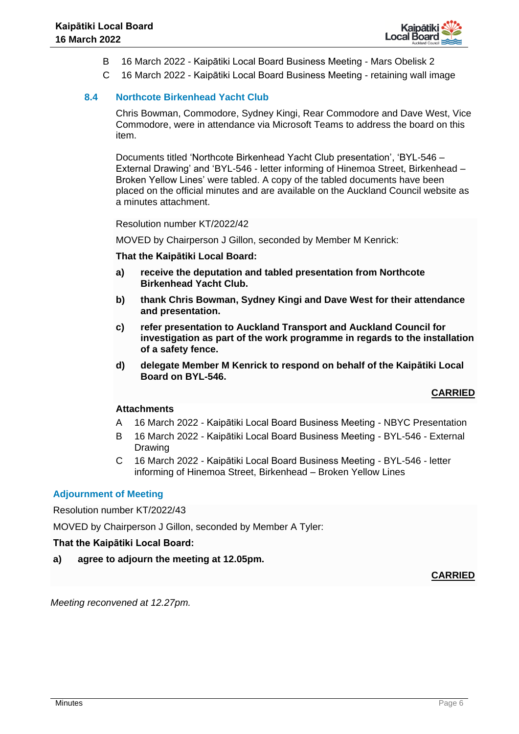B 16 March 2022 - Kaipātiki Local Board Business Meeting - Mars Obelisk 2

C 16 March 2022 - Kaipātiki Local Board Business Meeting - retaining wall image

### 8.4 Northcote Birkenhead Yacht Club

Chris Bowman, Commodore, Sydney Kingi, Rear Commodore and Dave West, Vice Commodore, were in attendance via Microsoft Teams to address the board on this item.

Documents titled 'Northcote Birkenhead Yacht Club presentation', 'BYL-546 – External Drawing' and 'BYL-546 - letter informing of Hinemoa Street, Birkenhead – Broken Yellow Lines' were tabled. A copy of the tabled documents have been placed on the official minutes and are available on the Auckland Council website as a minutes attachment.

Resolution number KT/2022/42

MOVED by Chairperson J Gillon, seconded by Member M Kenrick:

**That the Kaipātiki Local Board:**

**a) receive the deputation and tabled presentation from Northcote Birkenhead Yacht Club.**

**b) thank Chris Bowman, Sydney Kingi and Dave West for their attendance and presentation.**

**c) refer presentation to Auckland Transport and Auckland Council for investigation as part of the work programme in regards to the installation of a safety fence.**

**d) delegate Member M Kenrick to respond on behalf of the Kaipātiki Local Board on BYL-546.**

**CARRIED**

**Attachments**

A 16 March 2022 - Kaipātiki Local Board Business Meeting - NBYC Presentation

B 16 March 2022 - Kaipātiki Local Board Business Meeting - BYL-546 - External Drawing

C 16 March 2022 - Kaipātiki Local Board Business Meeting - BYL-546 - letter informing of Hinemoa Street, Birkenhead – Broken Yellow Lines

## Adjournment of Meeting

Resolution number KT/2022/43

MOVED by Chairperson J Gillon, seconded by Member A Tyler:

**That the Kaipātiki Local Board:**

**a) agree to adjourn the meeting at 12.05pm.**

**CARRIED**

*Meeting reconvened at 12.27pm.*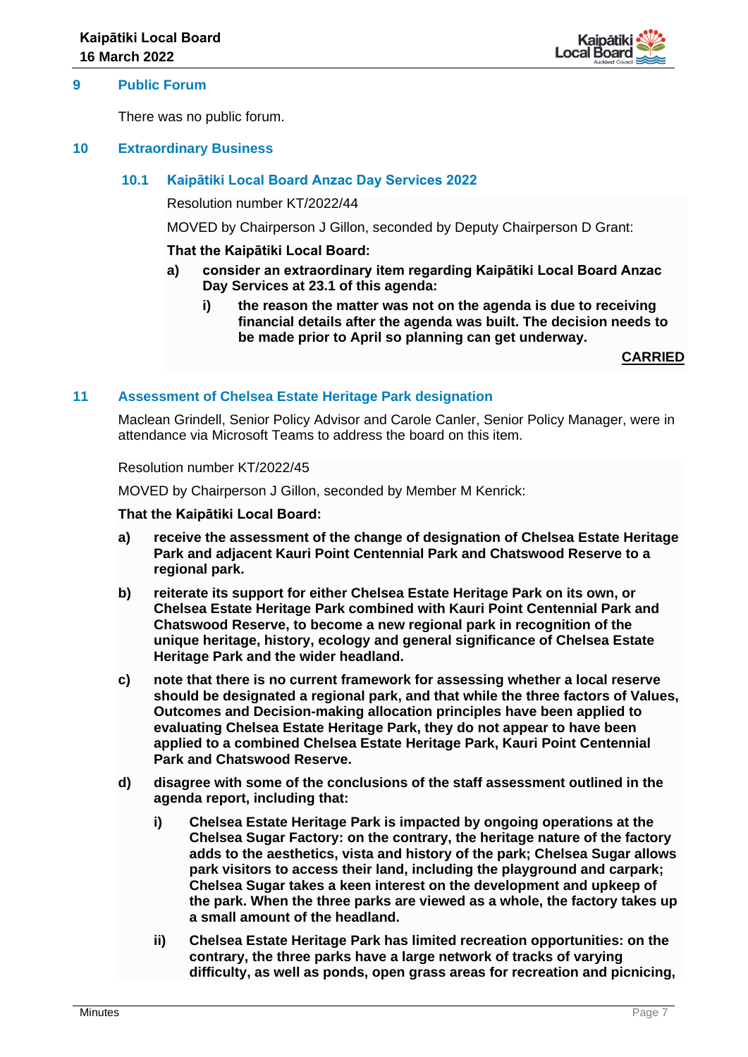## 9 Public Forum

There was no public forum.

## 10 Extraordinary Business

### 10.1 Kaipātiki Local Board Anzac Day Services 2022

Resolution number KT/2022/44

MOVED by Chairperson J Gillon, seconded by Deputy Chairperson D Grant:

**That the Kaipātiki Local Board:**

**a) consider an extraordinary item regarding Kaipātiki Local Board Anzac Day Services at 23.1 of this agenda:**

**i) the reason the matter was not on the agenda is due to receiving financial details after the agenda was built. The decision needs to be made prior to April so planning can get underway.**

**CARRIED**

## 11 Assessment of Chelsea Estate Heritage Park designation

Maclean Grindell, Senior Policy Advisor and Carole Canler, Senior Policy Manager, were in attendance via Microsoft Teams to address the board on this item.

Resolution number KT/2022/45

MOVED by Chairperson J Gillon, seconded by Member M Kenrick:

**That the Kaipātiki Local Board:**

**a) receive the assessment of the change of designation of Chelsea Estate Heritage Park and adjacent Kauri Point Centennial Park and Chatswood Reserve to a regional park.**

**b) reiterate its support for either Chelsea Estate Heritage Park on its own, or Chelsea Estate Heritage Park combined with Kauri Point Centennial Park and Chatswood Reserve, to become a new regional park in recognition of the unique heritage, history, ecology and general significance of Chelsea Estate Heritage Park and the wider headland.**

**c) note that there is no current framework for assessing whether a local reserve should be designated a regional park, and that while the three factors of Values, Outcomes and Decision-making allocation principles have been applied to evaluating Chelsea Estate Heritage Park, they do not appear to have been applied to a combined Chelsea Estate Heritage Park, Kauri Point Centennial Park and Chatswood Reserve.**

**d) disagree with some of the conclusions of the staff assessment outlined in the agenda report, including that:**

**i) Chelsea Estate Heritage Park is impacted by ongoing operations at the Chelsea Sugar Factory: on the contrary, the heritage nature of the factory adds to the aesthetics, vista and history of the park; Chelsea Sugar allows park visitors to access their land, including the playground and carpark; Chelsea Sugar takes a keen interest on the development and upkeep of the park. When the three parks are viewed as a whole, the factory takes up a small amount of the headland.**

**ii) Chelsea Estate Heritage Park has limited recreation opportunities: on the contrary, the three parks have a large network of tracks of varying difficulty, as well as ponds, open grass areas for recreation and picnicing,**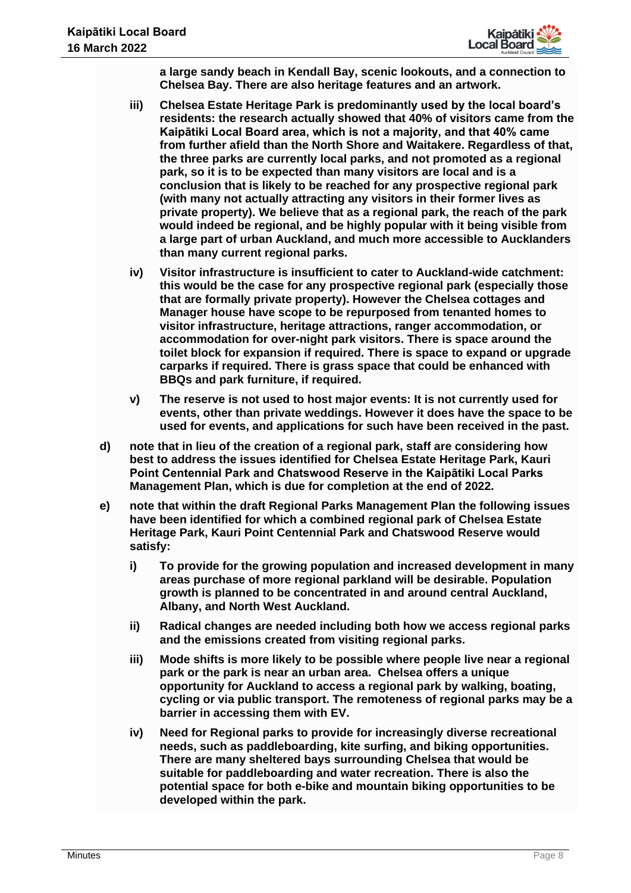**a large sandy beach in Kendall Bay, scenic lookouts, and a connection to Chelsea Bay. There are also heritage features and an artwork.**

iii) **Chelsea Estate Heritage Park is predominantly used by the local board's residents: the research actually showed that 40% of visitors came from the Kaipātiki Local Board area, which is not a majority, and that 40% came from further afield than the North Shore and Waitakere. Regardless of that, the three parks are currently local parks, and not promoted as a regional park, so it is to be expected than many visitors are local and is a conclusion that is likely to be reached for any prospective regional park (with many not actually attracting any visitors in their former lives as private property). We believe that as a regional park, the reach of the park would indeed be regional, and be highly popular with it being visible from a large part of urban Auckland, and much more accessible to Aucklanders than many current regional parks.**

iv) **Visitor infrastructure is insufficient to cater to Auckland-wide catchment: this would be the case for any prospective regional park (especially those that are formally private property). However the Chelsea cottages and Manager house have scope to be repurposed from tenanted homes to visitor infrastructure, heritage attractions, ranger accommodation, or accommodation for over-night park visitors. There is space around the toilet block for expansion if required. There is space to expand or upgrade carparks if required. There is grass space that could be enhanced with BBQs and park furniture, if required.**

v) **The reserve is not used to host major events: It is not currently used for events, other than private weddings. However it does have the space to be used for events, and applications for such have been received in the past.**

d) **note that in lieu of the creation of a regional park, staff are considering how best to address the issues identified for Chelsea Estate Heritage Park, Kauri Point Centennial Park and Chatswood Reserve in the Kaipātiki Local Parks Management Plan, which is due for completion at the end of 2022.**

e) **note that within the draft Regional Parks Management Plan the following issues have been identified for which a combined regional park of Chelsea Estate Heritage Park, Kauri Point Centennial Park and Chatswood Reserve would satisfy:**

i) **To provide for the growing population and increased development in many areas purchase of more regional parkland will be desirable. Population growth is planned to be concentrated in and around central Auckland, Albany, and North West Auckland.**

ii) **Radical changes are needed including both how we access regional parks and the emissions created from visiting regional parks.**

iii) **Mode shifts is more likely to be possible where people live near a regional park or the park is near an urban area. Chelsea offers a unique opportunity for Auckland to access a regional park by walking, boating, cycling or via public transport. The remoteness of regional parks may be a barrier in accessing them with EV.**

iv) **Need for Regional parks to provide for increasingly diverse recreational needs, such as paddleboarding, kite surfing, and biking opportunities. There are many sheltered bays surrounding Chelsea that would be suitable for paddleboarding and water recreation. There is also the potential space for both e-bike and mountain biking opportunities to be developed within the park.**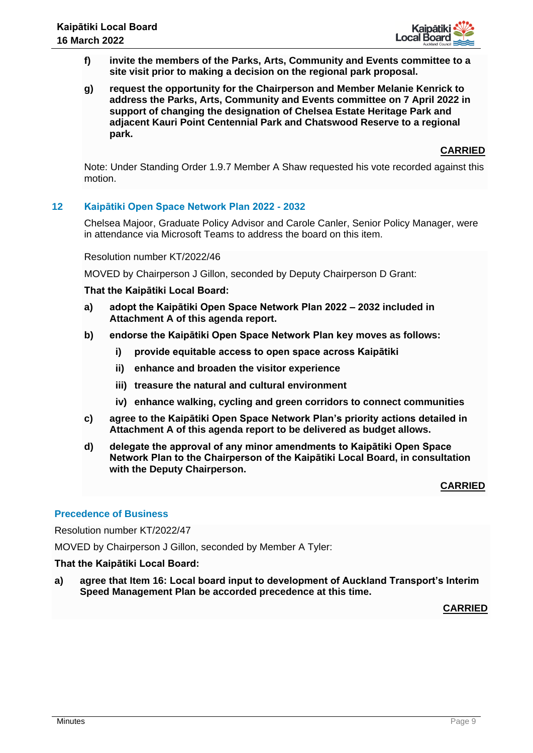f) **invite the members of the Parks, Arts, Community and Events committee to a site visit prior to making a decision on the regional park proposal.**

g) **request the opportunity for the Chairperson and Member Melanie Kenrick to address the Parks, Arts, Community and Events committee on 7 April 2022 in support of changing the designation of Chelsea Estate Heritage Park and adjacent Kauri Point Centennial Park and Chatswood Reserve to a regional park.**

**CARRIED**

Note: Under Standing Order 1.9.7 Member A Shaw requested his vote recorded against this motion.

## 12 Kaipātiki Open Space Network Plan 2022 - 2032

Chelsea Majoor, Graduate Policy Advisor and Carole Canler, Senior Policy Manager, were in attendance via Microsoft Teams to address the board on this item.

Resolution number KT/2022/46

MOVED by Chairperson J Gillon, seconded by Deputy Chairperson D Grant:

**That the Kaipātiki Local Board:**

a) **adopt the Kaipātiki Open Space Network Plan 2022 – 2032 included in Attachment A of this agenda report.**

b) **endorse the Kaipātiki Open Space Network Plan key moves as follows:**

   i) **provide equitable access to open space across Kaipātiki**

   ii) **enhance and broaden the visitor experience**

   iii) **treasure the natural and cultural environment**

   iv) **enhance walking, cycling and green corridors to connect communities**

c) **agree to the Kaipātiki Open Space Network Plan's priority actions detailed in Attachment A of this agenda report to be delivered as budget allows.**

d) **delegate the approval of any minor amendments to Kaipātiki Open Space Network Plan to the Chairperson of the Kaipātiki Local Board, in consultation with the Deputy Chairperson.**

**CARRIED**

## Precedence of Business

Resolution number KT/2022/47

MOVED by Chairperson J Gillon, seconded by Member A Tyler:

**That the Kaipātiki Local Board:**

a) **agree that Item 16: Local board input to development of Auckland Transport's Interim Speed Management Plan be accorded precedence at this time.**

**CARRIED**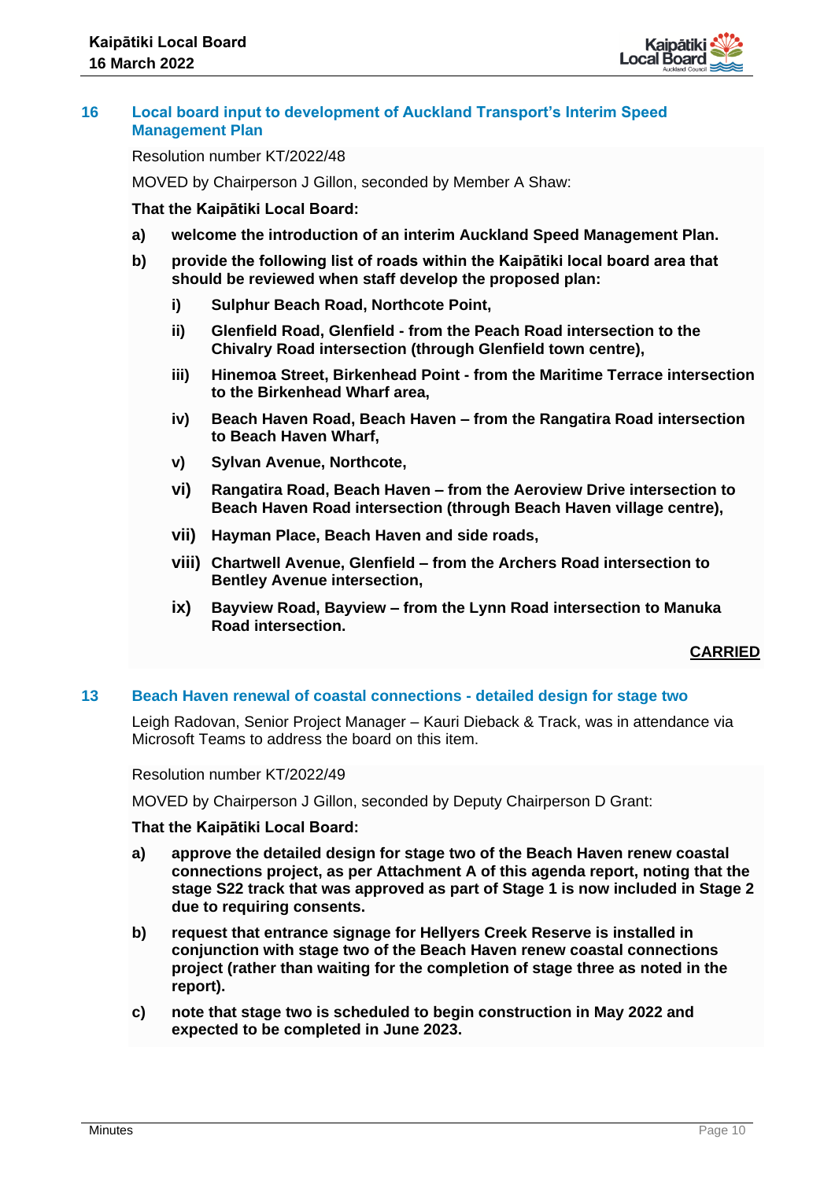## 16 Local board input to development of Auckland Transport's Interim Speed Management Plan

Resolution number KT/2022/48

MOVED by Chairperson J Gillon, seconded by Member A Shaw:

**That the Kaipātiki Local Board:**

**a) welcome the introduction of an interim Auckland Speed Management Plan.**

**b) provide the following list of roads within the Kaipātiki local board area that should be reviewed when staff develop the proposed plan:**

**i) Sulphur Beach Road, Northcote Point,**

**ii) Glenfield Road, Glenfield - from the Peach Road intersection to the Chivalry Road intersection (through Glenfield town centre),**

**iii) Hinemoa Street, Birkenhead Point - from the Maritime Terrace intersection to the Birkenhead Wharf area,**

**iv) Beach Haven Road, Beach Haven – from the Rangatira Road intersection to Beach Haven Wharf,**

**v) Sylvan Avenue, Northcote,**

**vi) Rangatira Road, Beach Haven – from the Aeroview Drive intersection to Beach Haven Road intersection (through Beach Haven village centre),**

**vii) Hayman Place, Beach Haven and side roads,**

**viii) Chartwell Avenue, Glenfield – from the Archers Road intersection to Bentley Avenue intersection,**

**ix) Bayview Road, Bayview – from the Lynn Road intersection to Manuka Road intersection.**

**CARRIED**

## 13 Beach Haven renewal of coastal connections - detailed design for stage two

Leigh Radovan, Senior Project Manager – Kauri Dieback & Track, was in attendance via Microsoft Teams to address the board on this item.

Resolution number KT/2022/49

MOVED by Chairperson J Gillon, seconded by Deputy Chairperson D Grant:

**That the Kaipātiki Local Board:**

**a) approve the detailed design for stage two of the Beach Haven renew coastal connections project, as per Attachment A of this agenda report, noting that the stage S22 track that was approved as part of Stage 1 is now included in Stage 2 due to requiring consents.**

**b) request that entrance signage for Hellyers Creek Reserve is installed in conjunction with stage two of the Beach Haven renew coastal connections project (rather than waiting for the completion of stage three as noted in the report).**

**c) note that stage two is scheduled to begin construction in May 2022 and expected to be completed in June 2023.**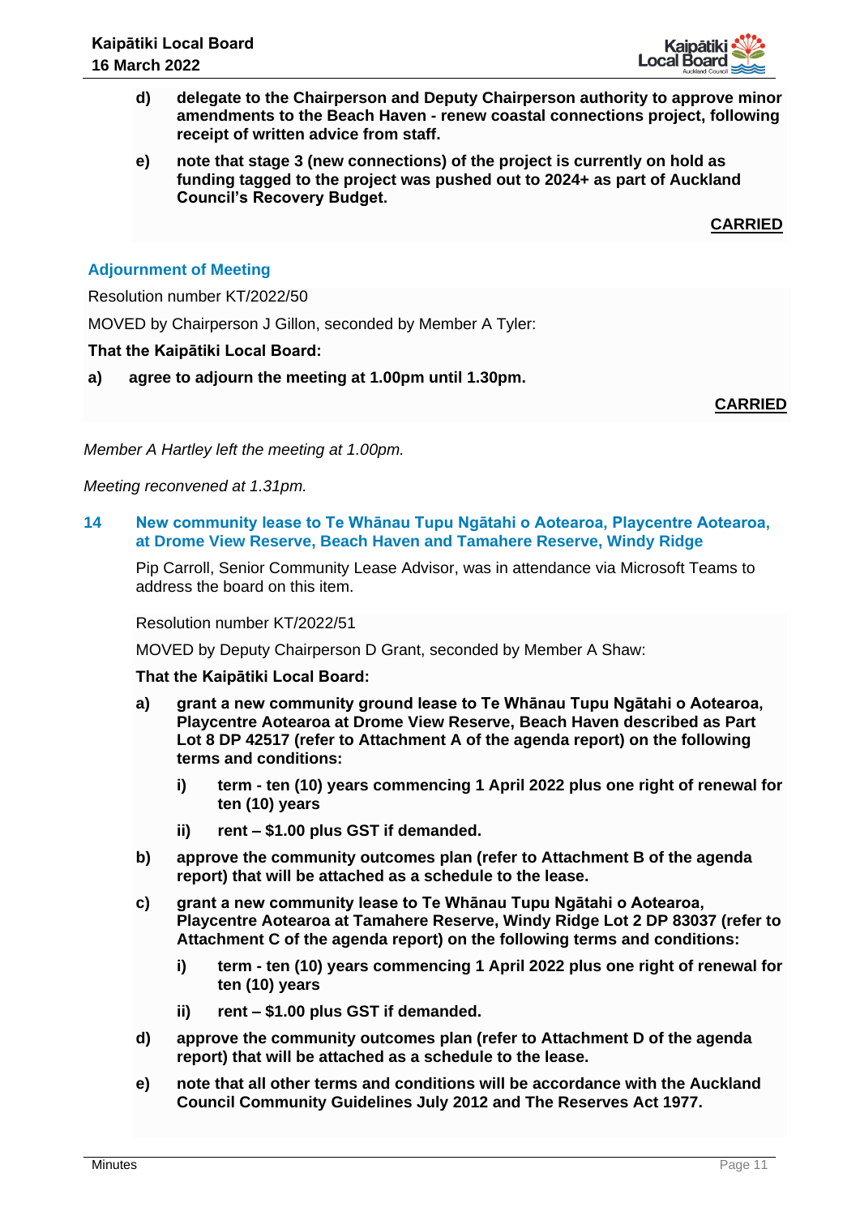d) **delegate to the Chairperson and Deputy Chairperson authority to approve minor amendments to the Beach Haven - renew coastal connections project, following receipt of written advice from staff.**

e) **note that stage 3 (new connections) of the project is currently on hold as funding tagged to the project was pushed out to 2024+ as part of Auckland Council's Recovery Budget.**

**CARRIED**

### Adjournment of Meeting

Resolution number KT/2022/50

MOVED by Chairperson J Gillon, seconded by Member A Tyler:

**That the Kaipātiki Local Board:**

**a) agree to adjourn the meeting at 1.00pm until 1.30pm.**

**CARRIED**

*Member A Hartley left the meeting at 1.00pm.*

*Meeting reconvened at 1.31pm.*

## 14 New community lease to Te Whānau Tupu Ngātahi o Aotearoa, Playcentre Aotearoa, at Drome View Reserve, Beach Haven and Tamahere Reserve, Windy Ridge

Pip Carroll, Senior Community Lease Advisor, was in attendance via Microsoft Teams to address the board on this item.

Resolution number KT/2022/51

MOVED by Deputy Chairperson D Grant, seconded by Member A Shaw:

**That the Kaipātiki Local Board:**

a) **grant a new community ground lease to Te Whānau Tupu Ngātahi o Aotearoa, Playcentre Aotearoa at Drome View Reserve, Beach Haven described as Part Lot 8 DP 42517 (refer to Attachment A of the agenda report) on the following terms and conditions:**

   i) **term - ten (10) years commencing 1 April 2022 plus one right of renewal for ten (10) years**

   ii) **rent – $1.00 plus GST if demanded.**

b) **approve the community outcomes plan (refer to Attachment B of the agenda report) that will be attached as a schedule to the lease.**

c) **grant a new community lease to Te Whānau Tupu Ngātahi o Aotearoa, Playcentre Aotearoa at Tamahere Reserve, Windy Ridge Lot 2 DP 83037 (refer to Attachment C of the agenda report) on the following terms and conditions:**

   i) **term - ten (10) years commencing 1 April 2022 plus one right of renewal for ten (10) years**

   ii) **rent – $1.00 plus GST if demanded.**

d) **approve the community outcomes plan (refer to Attachment D of the agenda report) that will be attached as a schedule to the lease.**

e) **note that all other terms and conditions will be accordance with the Auckland Council Community Guidelines July 2012 and The Reserves Act 1977.**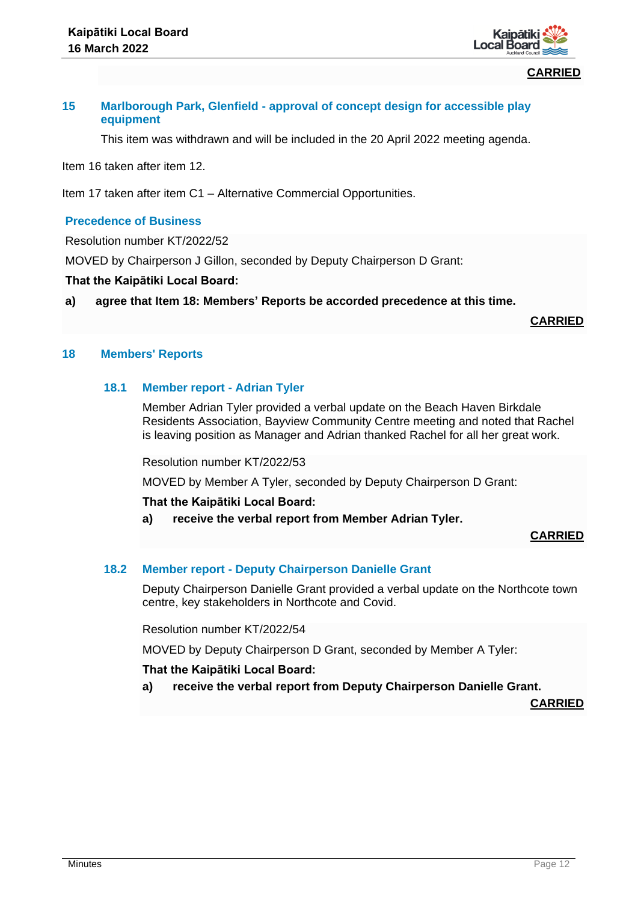**CARRIED**

## 15 Marlborough Park, Glenfield - approval of concept design for accessible play equipment

This item was withdrawn and will be included in the 20 April 2022 meeting agenda.

Item 16 taken after item 12.

Item 17 taken after item C1 – Alternative Commercial Opportunities.

### Precedence of Business

Resolution number KT/2022/52

MOVED by Chairperson J Gillon, seconded by Deputy Chairperson D Grant:

**That the Kaipātiki Local Board:**

**a) agree that Item 18: Members' Reports be accorded precedence at this time.**

**CARRIED**

## 18 Members' Reports

### 18.1 Member report - Adrian Tyler

Member Adrian Tyler provided a verbal update on the Beach Haven Birkdale Residents Association, Bayview Community Centre meeting and noted that Rachel is leaving position as Manager and Adrian thanked Rachel for all her great work.

Resolution number KT/2022/53

MOVED by Member A Tyler, seconded by Deputy Chairperson D Grant:

**That the Kaipātiki Local Board:**

**a) receive the verbal report from Member Adrian Tyler.**

**CARRIED**

### 18.2 Member report - Deputy Chairperson Danielle Grant

Deputy Chairperson Danielle Grant provided a verbal update on the Northcote town centre, key stakeholders in Northcote and Covid.

Resolution number KT/2022/54

MOVED by Deputy Chairperson D Grant, seconded by Member A Tyler:

**That the Kaipātiki Local Board:**

**a) receive the verbal report from Deputy Chairperson Danielle Grant.**

**CARRIED**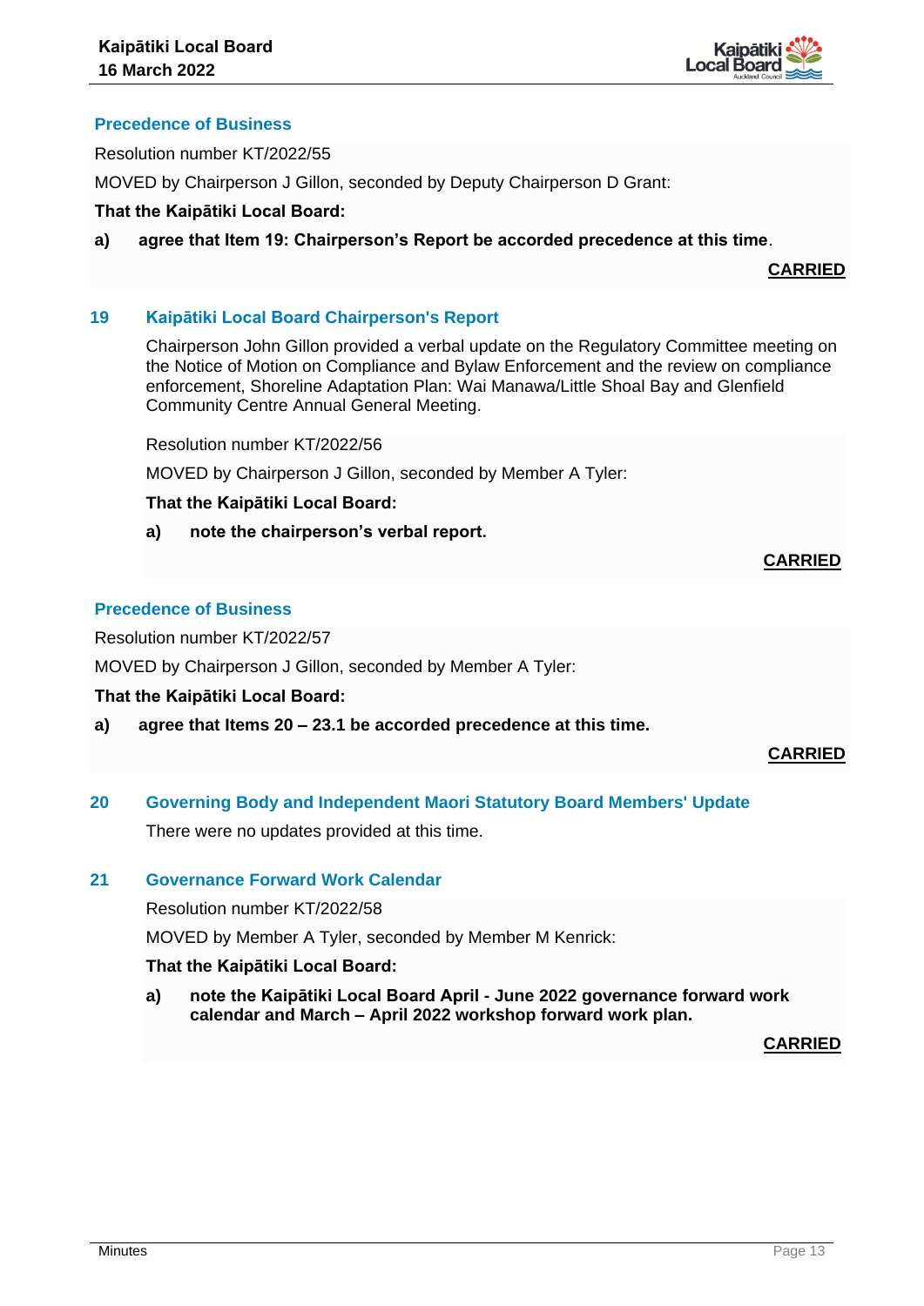### Precedence of Business

Resolution number KT/2022/55

MOVED by Chairperson J Gillon, seconded by Deputy Chairperson D Grant:

**That the Kaipātiki Local Board:**

**a) agree that Item 19: Chairperson's Report be accorded precedence at this time**.

**CARRIED**

## 19 Kaipātiki Local Board Chairperson's Report

Chairperson John Gillon provided a verbal update on the Regulatory Committee meeting on the Notice of Motion on Compliance and Bylaw Enforcement and the review on compliance enforcement, Shoreline Adaptation Plan: Wai Manawa/Little Shoal Bay and Glenfield Community Centre Annual General Meeting.

Resolution number KT/2022/56

MOVED by Chairperson J Gillon, seconded by Member A Tyler:

**That the Kaipātiki Local Board:**

**a) note the chairperson's verbal report.**

**CARRIED**

### Precedence of Business

Resolution number KT/2022/57

MOVED by Chairperson J Gillon, seconded by Member A Tyler:

**That the Kaipātiki Local Board:**

**a) agree that Items 20 – 23.1 be accorded precedence at this time.**

**CARRIED**

## 20 Governing Body and Independent Maori Statutory Board Members' Update

There were no updates provided at this time.

## 21 Governance Forward Work Calendar

Resolution number KT/2022/58

MOVED by Member A Tyler, seconded by Member M Kenrick:

**That the Kaipātiki Local Board:**

**a) note the Kaipātiki Local Board April - June 2022 governance forward work calendar and March – April 2022 workshop forward work plan.**

**CARRIED**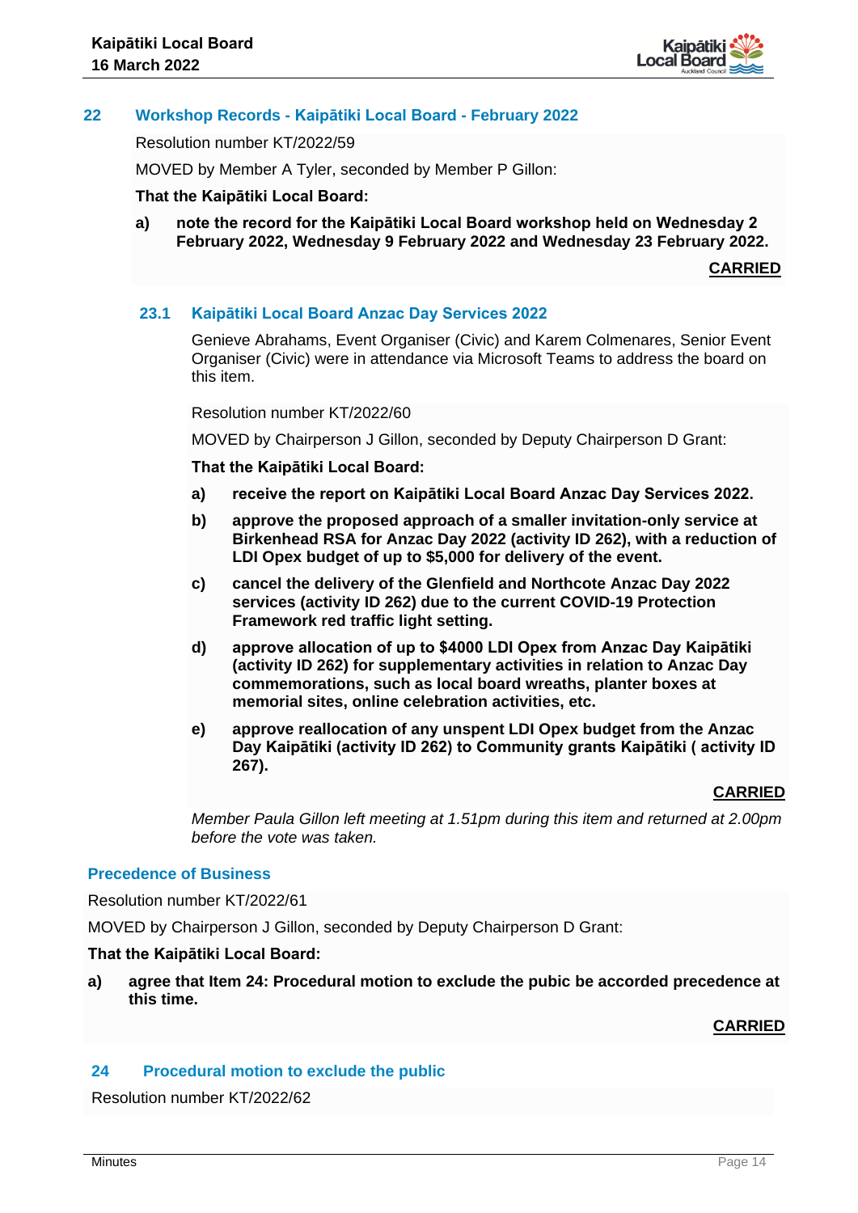## 22 Workshop Records - Kaipātiki Local Board - February 2022

Resolution number KT/2022/59

MOVED by Member A Tyler, seconded by Member P Gillon:

**That the Kaipātiki Local Board:**

**a) note the record for the Kaipātiki Local Board workshop held on Wednesday 2 February 2022, Wednesday 9 February 2022 and Wednesday 23 February 2022.**

**CARRIED**

### 23.1 Kaipātiki Local Board Anzac Day Services 2022

Genieve Abrahams, Event Organiser (Civic) and Karem Colmenares, Senior Event Organiser (Civic) were in attendance via Microsoft Teams to address the board on this item.

Resolution number KT/2022/60

MOVED by Chairperson J Gillon, seconded by Deputy Chairperson D Grant:

**That the Kaipātiki Local Board:**

**a) receive the report on Kaipātiki Local Board Anzac Day Services 2022.**

**b) approve the proposed approach of a smaller invitation-only service at Birkenhead RSA for Anzac Day 2022 (activity ID 262), with a reduction of LDI Opex budget of up to $5,000 for delivery of the event.**

**c) cancel the delivery of the Glenfield and Northcote Anzac Day 2022 services (activity ID 262) due to the current COVID-19 Protection Framework red traffic light setting.**

**d) approve allocation of up to $4000 LDI Opex from Anzac Day Kaipātiki (activity ID 262) for supplementary activities in relation to Anzac Day commemorations, such as local board wreaths, planter boxes at memorial sites, online celebration activities, etc.**

**e) approve reallocation of any unspent LDI Opex budget from the Anzac Day Kaipātiki (activity ID 262) to Community grants Kaipātiki ( activity ID 267).**

**CARRIED**

*Member Paula Gillon left meeting at 1.51pm during this item and returned at 2.00pm before the vote was taken.*

### Precedence of Business

Resolution number KT/2022/61

MOVED by Chairperson J Gillon, seconded by Deputy Chairperson D Grant:

**That the Kaipātiki Local Board:**

**a) agree that Item 24: Procedural motion to exclude the pubic be accorded precedence at this time.**

**CARRIED**

## 24 Procedural motion to exclude the public

Resolution number KT/2022/62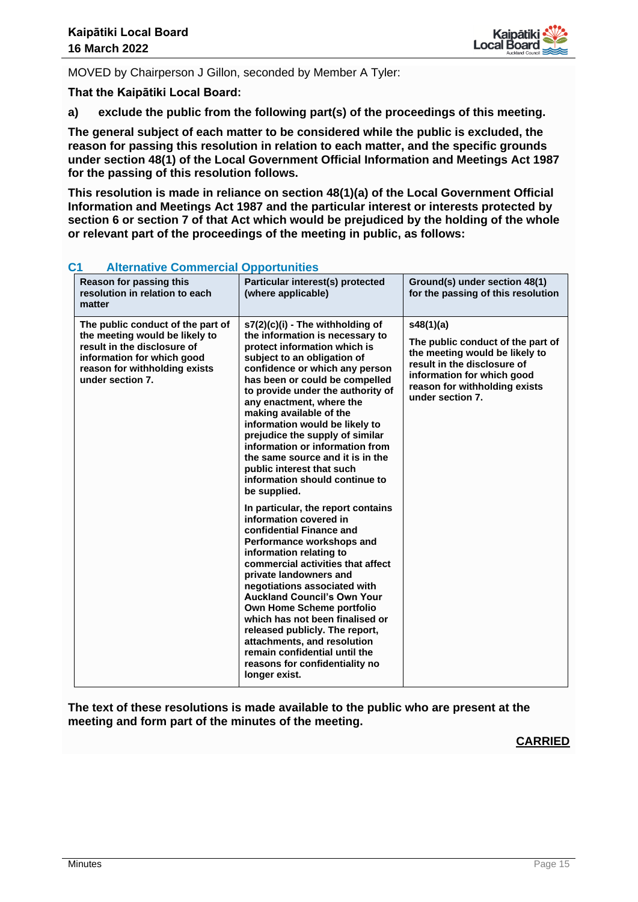MOVED by Chairperson J Gillon, seconded by Member A Tyler:

**That the Kaipātiki Local Board:**

**a) exclude the public from the following part(s) of the proceedings of this meeting.**

**The general subject of each matter to be considered while the public is excluded, the reason for passing this resolution in relation to each matter, and the specific grounds under section 48(1) of the Local Government Official Information and Meetings Act 1987 for the passing of this resolution follows.**

**This resolution is made in reliance on section 48(1)(a) of the Local Government Official Information and Meetings Act 1987 and the particular interest or interests protected by section 6 or section 7 of that Act which would be prejudiced by the holding of the whole or relevant part of the proceedings of the meeting in public, as follows:**

### C1 Alternative Commercial Opportunities

| Reason for passing this resolution in relation to each matter | Particular interest(s) protected (where applicable) | Ground(s) under section 48(1) for the passing of this resolution |
|---|---|---|
| **The public conduct of the part of the meeting would be likely to result in the disclosure of information for which good reason for withholding exists under section 7.** | **s7(2)(c)(i) - The withholding of the information is necessary to protect information which is subject to an obligation of confidence or which any person has been or could be compelled to provide under the authority of any enactment, where the making available of the information would be likely to prejudice the supply of similar information or information from the same source and it is in the public interest that such information should continue to be supplied.**<br><br>**In particular, the report contains information covered in confidential Finance and Performance workshops and information relating to commercial activities that affect private landowners and negotiations associated with Auckland Council's Own Your Own Home Scheme portfolio which has not been finalised or released publicly. The report, attachments, and resolution remain confidential until the reasons for confidentiality no longer exist.** | **s48(1)(a)**<br><br>**The public conduct of the part of the meeting would be likely to result in the disclosure of information for which good reason for withholding exists under section 7.** |

**The text of these resolutions is made available to the public who are present at the meeting and form part of the minutes of the meeting.**

**CARRIED**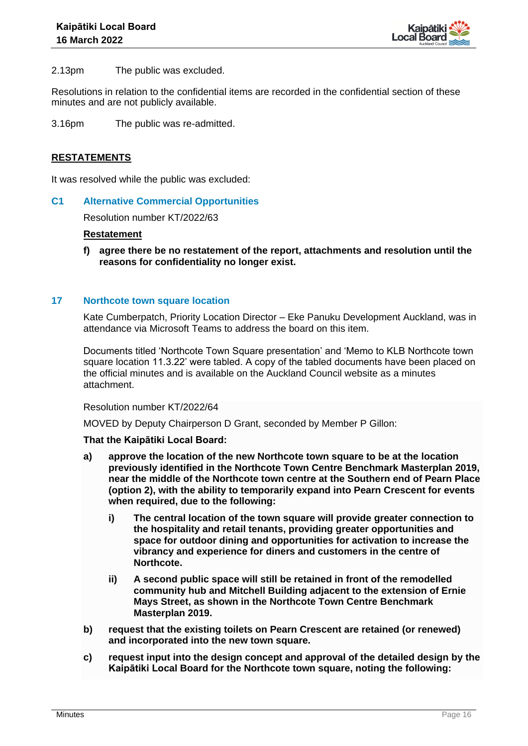2.13pm The public was excluded.

Resolutions in relation to the confidential items are recorded in the confidential section of these minutes and are not publicly available.

3.16pm The public was re-admitted.

**RESTATEMENTS**

It was resolved while the public was excluded:

### C1 Alternative Commercial Opportunities

Resolution number KT/2022/63

**Restatement**

f) **agree there be no restatement of the report, attachments and resolution until the reasons for confidentiality no longer exist.**

### 17 Northcote town square location

Kate Cumberpatch, Priority Location Director – Eke Panuku Development Auckland, was in attendance via Microsoft Teams to address the board on this item.

Documents titled 'Northcote Town Square presentation' and 'Memo to KLB Northcote town square location 11.3.22' were tabled. A copy of the tabled documents have been placed on the official minutes and is available on the Auckland Council website as a minutes attachment.

Resolution number KT/2022/64

MOVED by Deputy Chairperson D Grant, seconded by Member P Gillon:

**That the Kaipātiki Local Board:**

a) **approve the location of the new Northcote town square to be at the location previously identified in the Northcote Town Centre Benchmark Masterplan 2019, near the middle of the Northcote town centre at the Southern end of Pearn Place (option 2), with the ability to temporarily expand into Pearn Crescent for events when required, due to the following:**

   i) **The central location of the town square will provide greater connection to the hospitality and retail tenants, providing greater opportunities and space for outdoor dining and opportunities for activation to increase the vibrancy and experience for diners and customers in the centre of Northcote.**

   ii) **A second public space will still be retained in front of the remodelled community hub and Mitchell Building adjacent to the extension of Ernie Mays Street, as shown in the Northcote Town Centre Benchmark Masterplan 2019.**

b) **request that the existing toilets on Pearn Crescent are retained (or renewed) and incorporated into the new town square.**

c) **request input into the design concept and approval of the detailed design by the Kaipātiki Local Board for the Northcote town square, noting the following:**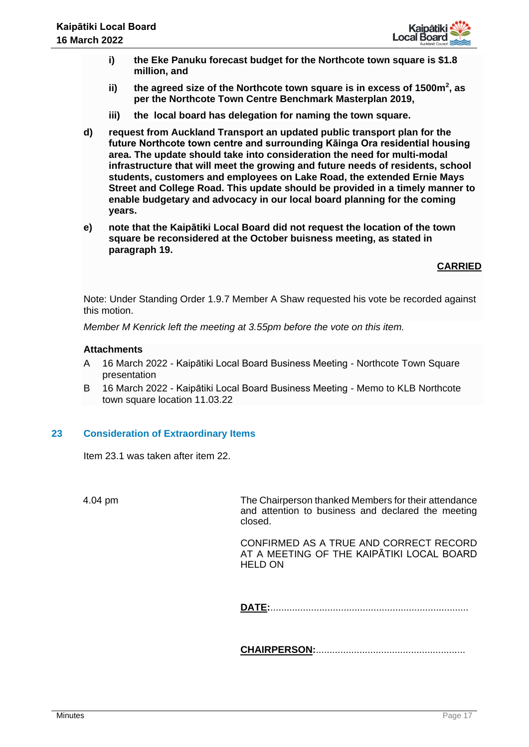**i) the Eke Panuku forecast budget for the Northcote town square is $1.8 million, and**

**ii) the agreed size of the Northcote town square is in excess of 1500m$^2$, as per the Northcote Town Centre Benchmark Masterplan 2019,**

**iii) the local board has delegation for naming the town square.**

**d) request from Auckland Transport an updated public transport plan for the future Northcote town centre and surrounding Kāinga Ora residential housing area. The update should take into consideration the need for multi-modal infrastructure that will meet the growing and future needs of residents, school students, customers and employees on Lake Road, the extended Ernie Mays Street and College Road. This update should be provided in a timely manner to enable budgetary and advocacy in our local board planning for the coming years.**

**e) note that the Kaipātiki Local Board did not request the location of the town square be reconsidered at the October buisness meeting, as stated in paragraph 19.**

**CARRIED**

Note: Under Standing Order 1.9.7 Member A Shaw requested his vote be recorded against this motion.

*Member M Kenrick left the meeting at 3.55pm before the vote on this item.*

**Attachments**

A 16 March 2022 - Kaipātiki Local Board Business Meeting - Northcote Town Square presentation

B 16 March 2022 - Kaipātiki Local Board Business Meeting - Memo to KLB Northcote town square location 11.03.22

## 23 Consideration of Extraordinary Items

Item 23.1 was taken after item 22.

4.04 pm

The Chairperson thanked Members for their attendance and attention to business and declared the meeting closed.

CONFIRMED AS A TRUE AND CORRECT RECORD AT A MEETING OF THE KAIPĀTIKI LOCAL BOARD HELD ON

**DATE:**.........................................................................

**CHAIRPERSON:**.......................................................